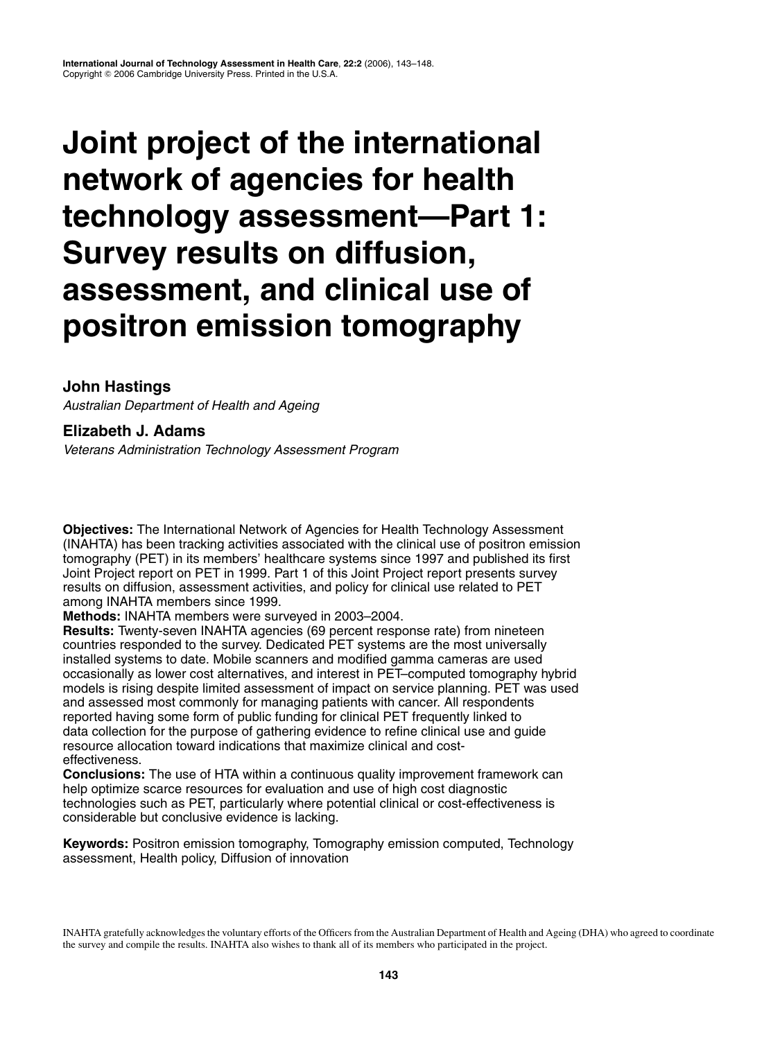# Joint project of the international network of agencies for health technology assessment—Part 1: Survey results on diffusion, assessment, and clinical use of positron emission tomography

**John Hastings**

*Australian Department of Health and Ageing*

**Elizabeth J. Adams**

*Veterans Administration Technology Assessment Program*

**Objectives:** The International Network of Agencies for Health Technology Assessment (INAHTA) has been tracking activities associated with the clinical use of positron emission tomography (PET) in its members' healthcare systems since 1997 and published its first Joint Project report on PET in 1999. Part 1 of this Joint Project report presents survey results on diffusion, assessment activities, and policy for clinical use related to PET among INAHTA members since 1999.

**Methods:** INAHTA members were surveyed in 2003–2004.

**Results:** Twenty-seven INAHTA agencies (69 percent response rate) from nineteen countries responded to the survey. Dedicated PET systems are the most universally installed systems to date. Mobile scanners and modified gamma cameras are used occasionally as lower cost alternatives, and interest in PET–computed tomography hybrid models is rising despite limited assessment of impact on service planning. PET was used and assessed most commonly for managing patients with cancer. All respondents reported having some form of public funding for clinical PET frequently linked to data collection for the purpose of gathering evidence to refine clinical use and guide resource allocation toward indications that maximize clinical and cost-effectiveness.

**Conclusions:** The use of HTA within a continuous quality improvement framework can help optimize scarce resources for evaluation and use of high cost diagnostic technologies such as PET, particularly where potential clinical or cost-effectiveness is considerable but conclusive evidence is lacking.

**Keywords:** Positron emission tomography, Tomography emission computed, Technology assessment, Health policy, Diffusion of innovation

INAHTA gratefully acknowledges the voluntary efforts of the Officers from the Australian Department of Health and Ageing (DHA) who agreed to coordinate the survey and compile the results. INAHTA also wishes to thank all of its members who participated in the project.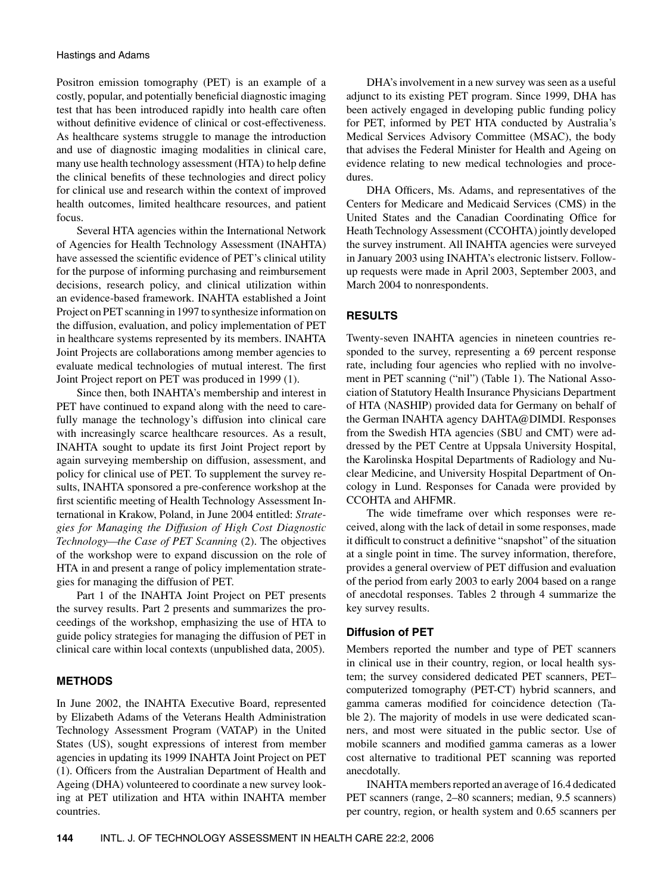Positron emission tomography (PET) is an example of a costly, popular, and potentially beneficial diagnostic imaging test that has been introduced rapidly into health care often without definitive evidence of clinical or cost-effectiveness. As healthcare systems struggle to manage the introduction and use of diagnostic imaging modalities in clinical care, many use health technology assessment (HTA) to help define the clinical benefits of these technologies and direct policy for clinical use and research within the context of improved health outcomes, limited healthcare resources, and patient focus.

Several HTA agencies within the International Network of Agencies for Health Technology Assessment (INAHTA) have assessed the scientific evidence of PET's clinical utility for the purpose of informing purchasing and reimbursement decisions, research policy, and clinical utilization within an evidence-based framework. INAHTA established a Joint Project on PET scanning in 1997 to synthesize information on the diffusion, evaluation, and policy implementation of PET in healthcare systems represented by its members. INAHTA Joint Projects are collaborations among member agencies to evaluate medical technologies of mutual interest. The first Joint Project report on PET was produced in 1999 (1).

Since then, both INAHTA's membership and interest in PET have continued to expand along with the need to carefully manage the technology's diffusion into clinical care with increasingly scarce healthcare resources. As a result, INAHTA sought to update its first Joint Project report by again surveying membership on diffusion, assessment, and policy for clinical use of PET. To supplement the survey results, INAHTA sponsored a pre-conference workshop at the first scientific meeting of Health Technology Assessment International in Krakow, Poland, in June 2004 entitled: *Strategies for Managing the Diffusion of High Cost Diagnostic Technology—the Case of PET Scanning* (2). The objectives of the workshop were to expand discussion on the role of HTA in and present a range of policy implementation strategies for managing the diffusion of PET.

Part 1 of the INAHTA Joint Project on PET presents the survey results. Part 2 presents and summarizes the proceedings of the workshop, emphasizing the use of HTA to guide policy strategies for managing the diffusion of PET in clinical care within local contexts (unpublished data, 2005).

## METHODS

In June 2002, the INAHTA Executive Board, represented by Elizabeth Adams of the Veterans Health Administration Technology Assessment Program (VATAP) in the United States (US), sought expressions of interest from member agencies in updating its 1999 INAHTA Joint Project on PET (1). Officers from the Australian Department of Health and Ageing (DHA) volunteered to coordinate a new survey looking at PET utilization and HTA within INAHTA member countries.

DHA's involvement in a new survey was seen as a useful adjunct to its existing PET program. Since 1999, DHA has been actively engaged in developing public funding policy for PET, informed by PET HTA conducted by Australia's Medical Services Advisory Committee (MSAC), the body that advises the Federal Minister for Health and Ageing on evidence relating to new medical technologies and procedures.

DHA Officers, Ms. Adams, and representatives of the Centers for Medicare and Medicaid Services (CMS) in the United States and the Canadian Coordinating Office for Heath Technology Assessment (CCOHTA) jointly developed the survey instrument. All INAHTA agencies were surveyed in January 2003 using INAHTA's electronic listserv. Follow-up requests were made in April 2003, September 2003, and March 2004 to nonrespondents.

## RESULTS

Twenty-seven INAHTA agencies in nineteen countries responded to the survey, representing a 69 percent response rate, including four agencies who replied with no involvement in PET scanning ("nil") (Table 1). The National Association of Statutory Health Insurance Physicians Department of HTA (NASHIP) provided data for Germany on behalf of the German INAHTA agency DAHTA@DIMDI. Responses from the Swedish HTA agencies (SBU and CMT) were addressed by the PET Centre at Uppsala University Hospital, the Karolinska Hospital Departments of Radiology and Nuclear Medicine, and University Hospital Department of Oncology in Lund. Responses for Canada were provided by CCOHTA and AHFMR.

The wide timeframe over which responses were received, along with the lack of detail in some responses, made it difficult to construct a definitive "snapshot" of the situation at a single point in time. The survey information, therefore, provides a general overview of PET diffusion and evaluation of the period from early 2003 to early 2004 based on a range of anecdotal responses. Tables 2 through 4 summarize the key survey results.

### Diffusion of PET

Members reported the number and type of PET scanners in clinical use in their country, region, or local health system; the survey considered dedicated PET scanners, PET–computerized tomography (PET-CT) hybrid scanners, and gamma cameras modified for coincidence detection (Table 2). The majority of models in use were dedicated scanners, and most were situated in the public sector. Use of mobile scanners and modified gamma cameras as a lower cost alternative to traditional PET scanning was reported anecdotally.

INAHTA members reported an average of 16.4 dedicated PET scanners (range, 2–80 scanners; median, 9.5 scanners) per country, region, or health system and 0.65 scanners per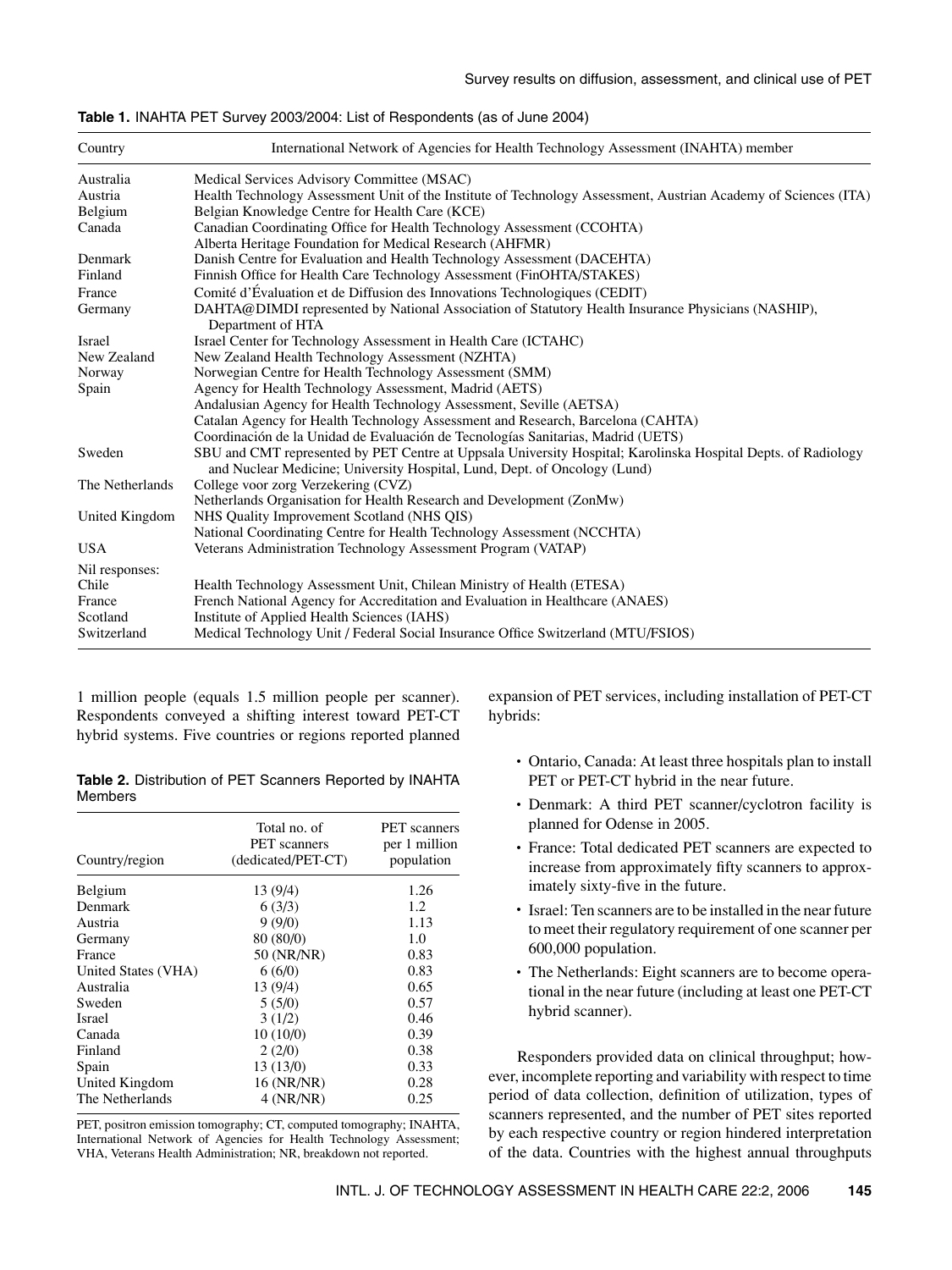**Table 1.** INAHTA PET Survey 2003/2004: List of Respondents (as of June 2004)

| Country | International Network of Agencies for Health Technology Assessment (INAHTA) member |
|---|---|
| Australia | Medical Services Advisory Committee (MSAC) |
| Austria | Health Technology Assessment Unit of the Institute of Technology Assessment, Austrian Academy of Sciences (ITA) |
| Belgium | Belgian Knowledge Centre for Health Care (KCE) |
| Canada | Canadian Coordinating Office for Health Technology Assessment (CCOHTA) |
| | Alberta Heritage Foundation for Medical Research (AHFMR) |
| Denmark | Danish Centre for Evaluation and Health Technology Assessment (DACEHTA) |
| Finland | Finnish Office for Health Care Technology Assessment (FinOHTA/STAKES) |
| France | Comité d'Évaluation et de Diffusion des Innovations Technologiques (CEDIT) |
| Germany | DAHTA@DIMDI represented by National Association of Statutory Health Insurance Physicians (NASHIP), Department of HTA |
| Israel | Israel Center for Technology Assessment in Health Care (ICTAHC) |
| New Zealand | New Zealand Health Technology Assessment (NZHTA) |
| Norway | Norwegian Centre for Health Technology Assessment (SMM) |
| Spain | Agency for Health Technology Assessment, Madrid (AETS) |
| | Andalusian Agency for Health Technology Assessment, Seville (AETSA) |
| | Catalan Agency for Health Technology Assessment and Research, Barcelona (CAHTA) |
| | Coordinación de la Unidad de Evaluación de Tecnologías Sanitarias, Madrid (UETS) |
| Sweden | SBU and CMT represented by PET Centre at Uppsala University Hospital; Karolinska Hospital Depts. of Radiology and Nuclear Medicine; University Hospital, Lund, Dept. of Oncology (Lund) |
| The Netherlands | College voor zorg Verzekering (CVZ) |
| | Netherlands Organisation for Health Research and Development (ZonMw) |
| United Kingdom | NHS Quality Improvement Scotland (NHS QIS) |
| | National Coordinating Centre for Health Technology Assessment (NCCHTA) |
| USA | Veterans Administration Technology Assessment Program (VATAP) |
| Nil responses: | |
| Chile | Health Technology Assessment Unit, Chilean Ministry of Health (ETESA) |
| France | French National Agency for Accreditation and Evaluation in Healthcare (ANAES) |
| Scotland | Institute of Applied Health Sciences (IAHS) |
| Switzerland | Medical Technology Unit / Federal Social Insurance Office Switzerland (MTU/FSIOS) |

1 million people (equals 1.5 million people per scanner). Respondents conveyed a shifting interest toward PET-CT hybrid systems. Five countries or regions reported planned expansion of PET services, including installation of PET-CT hybrids:

**Table 2.** Distribution of PET Scanners Reported by INAHTA Members

| Country/region | Total no. of PET scanners (dedicated/PET-CT) | PET scanners per 1 million population |
|---|---|---|
| Belgium | 13 (9/4) | 1.26 |
| Denmark | 6 (3/3) | 1.2 |
| Austria | 9 (9/0) | 1.13 |
| Germany | 80 (80/0) | 1.0 |
| France | 50 (NR/NR) | 0.83 |
| United States (VHA) | 6 (6/0) | 0.83 |
| Australia | 13 (9/4) | 0.65 |
| Sweden | 5 (5/0) | 0.57 |
| Israel | 3 (1/2) | 0.46 |
| Canada | 10 (10/0) | 0.39 |
| Finland | 2 (2/0) | 0.38 |
| Spain | 13 (13/0) | 0.33 |
| United Kingdom | 16 (NR/NR) | 0.28 |
| The Netherlands | 4 (NR/NR) | 0.25 |

PET, positron emission tomography; CT, computed tomography; INAHTA, International Network of Agencies for Health Technology Assessment; VHA, Veterans Health Administration; NR, breakdown not reported.

- Ontario, Canada: At least three hospitals plan to install PET or PET-CT hybrid in the near future.
- Denmark: A third PET scanner/cyclotron facility is planned for Odense in 2005.
- France: Total dedicated PET scanners are expected to increase from approximately fifty scanners to approximately sixty-five in the future.
- Israel: Ten scanners are to be installed in the near future to meet their regulatory requirement of one scanner per 600,000 population.
- The Netherlands: Eight scanners are to become operational in the near future (including at least one PET-CT hybrid scanner).

Responders provided data on clinical throughput; however, incomplete reporting and variability with respect to time period of data collection, definition of utilization, types of scanners represented, and the number of PET sites reported by each respective country or region hindered interpretation of the data. Countries with the highest annual throughputs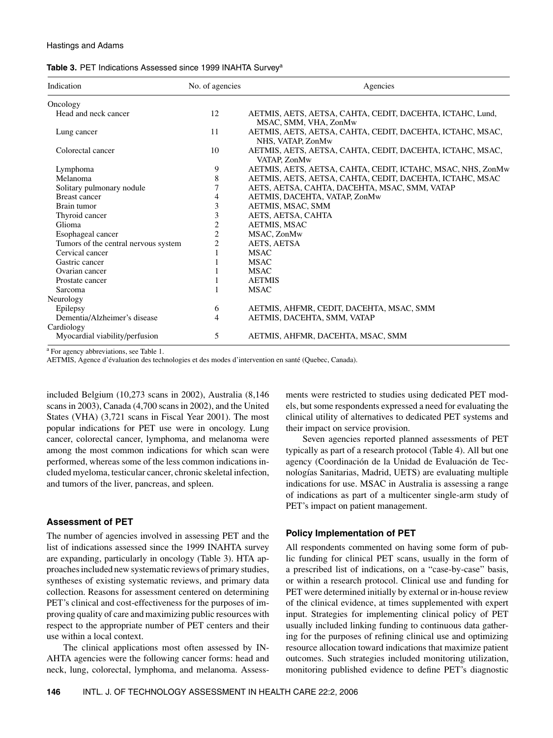**Table 3.** PET Indications Assessed since 1999 INAHTA Survey[a]

| Indication | No. of agencies | Agencies |
|---|---|---|
| Oncology | | |
| Head and neck cancer | 12 | AETMIS, AETS, AETSA, CAHTA, CEDIT, DACEHTA, ICTAHC, Lund, MSAC, SMM, VHA, ZonMw |
| Lung cancer | 11 | AETMIS, AETS, AETSA, CAHTA, CEDIT, DACEHTA, ICTAHC, MSAC, NHS, VATAP, ZonMw |
| Colorectal cancer | 10 | AETMIS, AETS, AETSA, CAHTA, CEDIT, DACEHTA, ICTAHC, MSAC, VATAP, ZonMw |
| Lymphoma | 9 | AETMIS, AETS, AETSA, CAHTA, CEDIT, ICTAHC, MSAC, NHS, ZonMw |
| Melanoma | 8 | AETMIS, AETS, AETSA, CAHTA, CEDIT, DACEHTA, ICTAHC, MSAC |
| Solitary pulmonary nodule | 7 | AETS, AETSA, CAHTA, DACEHTA, MSAC, SMM, VATAP |
| Breast cancer | 4 | AETMIS, DACEHTA, VATAP, ZonMw |
| Brain tumor | 3 | AETMIS, MSAC, SMM |
| Thyroid cancer | 3 | AETS, AETSA, CAHTA |
| Glioma | 2 | AETMIS, MSAC |
| Esophageal cancer | 2 | MSAC, ZonMw |
| Tumors of the central nervous system | 2 | AETS, AETSA |
| Cervical cancer | 1 | MSAC |
| Gastric cancer | 1 | MSAC |
| Ovarian cancer | 1 | MSAC |
| Prostate cancer | 1 | AETMIS |
| Sarcoma | 1 | MSAC |
| Neurology | | |
| Epilepsy | 6 | AETMIS, AHFMR, CEDIT, DACEHTA, MSAC, SMM |
| Dementia/Alzheimer's disease | 4 | AETMIS, DACEHTA, SMM, VATAP |
| Cardiology | | |
| Myocardial viability/perfusion | 5 | AETMIS, AHFMR, DACEHTA, MSAC, SMM |

[a] For agency abbreviations, see Table 1.
AETMIS, Agence d'évaluation des technologies et des modes d'intervention en santé (Quebec, Canada).

included Belgium (10,273 scans in 2002), Australia (8,146 scans in 2003), Canada (4,700 scans in 2002), and the United States (VHA) (3,721 scans in Fiscal Year 2001). The most popular indications for PET use were in oncology. Lung cancer, colorectal cancer, lymphoma, and melanoma were among the most common indications for which scan were performed, whereas some of the less common indications included myeloma, testicular cancer, chronic skeletal infection, and tumors of the liver, pancreas, and spleen.

### Assessment of PET

The number of agencies involved in assessing PET and the list of indications assessed since the 1999 INAHTA survey are expanding, particularly in oncology (Table 3). HTA approaches included new systematic reviews of primary studies, syntheses of existing systematic reviews, and primary data collection. Reasons for assessment centered on determining PET's clinical and cost-effectiveness for the purposes of improving quality of care and maximizing public resources with respect to the appropriate number of PET centers and their use within a local context.

The clinical applications most often assessed by INAHTA agencies were the following cancer forms: head and neck, lung, colorectal, lymphoma, and melanoma. Assessments were restricted to studies using dedicated PET models, but some respondents expressed a need for evaluating the clinical utility of alternatives to dedicated PET systems and their impact on service provision.

Seven agencies reported planned assessments of PET typically as part of a research protocol (Table 4). All but one agency (Coordinación de la Unidad de Evaluación de Tecnologías Sanitarias, Madrid, UETS) are evaluating multiple indications for use. MSAC in Australia is assessing a range of indications as part of a multicenter single-arm study of PET's impact on patient management.

### Policy Implementation of PET

All respondents commented on having some form of public funding for clinical PET scans, usually in the form of a prescribed list of indications, on a "case-by-case" basis, or within a research protocol. Clinical use and funding for PET were determined initially by external or in-house review of the clinical evidence, at times supplemented with expert input. Strategies for implementing clinical policy of PET usually included linking funding to continuous data gathering for the purposes of refining clinical use and optimizing resource allocation toward indications that maximize patient outcomes. Such strategies included monitoring utilization, monitoring published evidence to define PET's diagnostic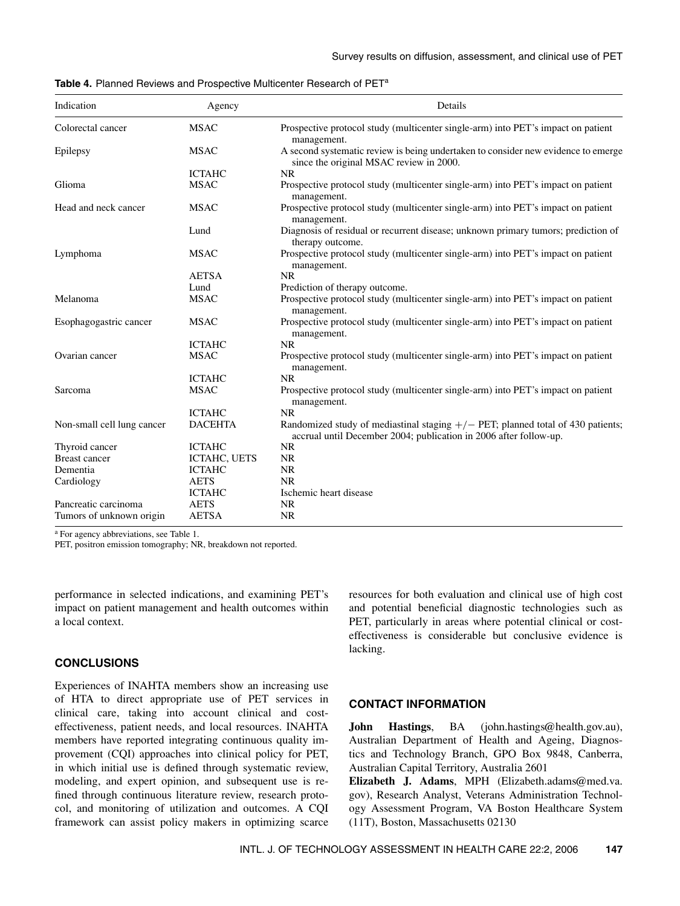**Table 4.** Planned Reviews and Prospective Multicenter Research of PET[a]

| Indication | Agency | Details |
|---|---|---|
| Colorectal cancer | MSAC | Prospective protocol study (multicenter single-arm) into PET's impact on patient management. |
| Epilepsy | MSAC | A second systematic review is being undertaken to consider new evidence to emerge since the original MSAC review in 2000. |
| | ICTAHC | NR |
| Glioma | MSAC | Prospective protocol study (multicenter single-arm) into PET's impact on patient management. |
| Head and neck cancer | MSAC | Prospective protocol study (multicenter single-arm) into PET's impact on patient management. |
| | Lund | Diagnosis of residual or recurrent disease; unknown primary tumors; prediction of therapy outcome. |
| Lymphoma | MSAC | Prospective protocol study (multicenter single-arm) into PET's impact on patient management. |
| | AETSA | NR |
| | Lund | Prediction of therapy outcome. |
| Melanoma | MSAC | Prospective protocol study (multicenter single-arm) into PET's impact on patient management. |
| Esophagogastric cancer | MSAC | Prospective protocol study (multicenter single-arm) into PET's impact on patient management. |
| | ICTAHC | NR |
| Ovarian cancer | MSAC | Prospective protocol study (multicenter single-arm) into PET's impact on patient management. |
| | ICTAHC | NR |
| Sarcoma | MSAC | Prospective protocol study (multicenter single-arm) into PET's impact on patient management. |
| | ICTAHC | NR |
| Non-small cell lung cancer | DACEHTA | Randomized study of mediastinal staging +/− PET; planned total of 430 patients; accrual until December 2004; publication in 2006 after follow-up. |
| Thyroid cancer | ICTAHC | NR |
| Breast cancer | ICTAHC, UETS | NR |
| Dementia | ICTAHC | NR |
| Cardiology | AETS | NR |
| | ICTAHC | Ischemic heart disease |
| Pancreatic carcinoma | AETS | NR |
| Tumors of unknown origin | AETSA | NR |

[a] For agency abbreviations, see Table 1.

PET, positron emission tomography; NR, breakdown not reported.

performance in selected indications, and examining PET's impact on patient management and health outcomes within a local context.

## CONCLUSIONS

Experiences of INAHTA members show an increasing use of HTA to direct appropriate use of PET services in clinical care, taking into account clinical and cost-effectiveness, patient needs, and local resources. INAHTA members have reported integrating continuous quality improvement (CQI) approaches into clinical policy for PET, in which initial use is defined through systematic review, modeling, and expert opinion, and subsequent use is refined through continuous literature review, research protocol, and monitoring of utilization and outcomes. A CQI framework can assist policy makers in optimizing scarce resources for both evaluation and clinical use of high cost and potential beneficial diagnostic technologies such as PET, particularly in areas where potential clinical or cost-effectiveness is considerable but conclusive evidence is lacking.

## CONTACT INFORMATION

**John Hastings**, BA (john.hastings@health.gov.au), Australian Department of Health and Ageing, Diagnostics and Technology Branch, GPO Box 9848, Canberra, Australian Capital Territory, Australia 2601

**Elizabeth J. Adams**, MPH (Elizabeth.adams@med.va.gov), Research Analyst, Veterans Administration Technology Assessment Program, VA Boston Healthcare System (11T), Boston, Massachusetts 02130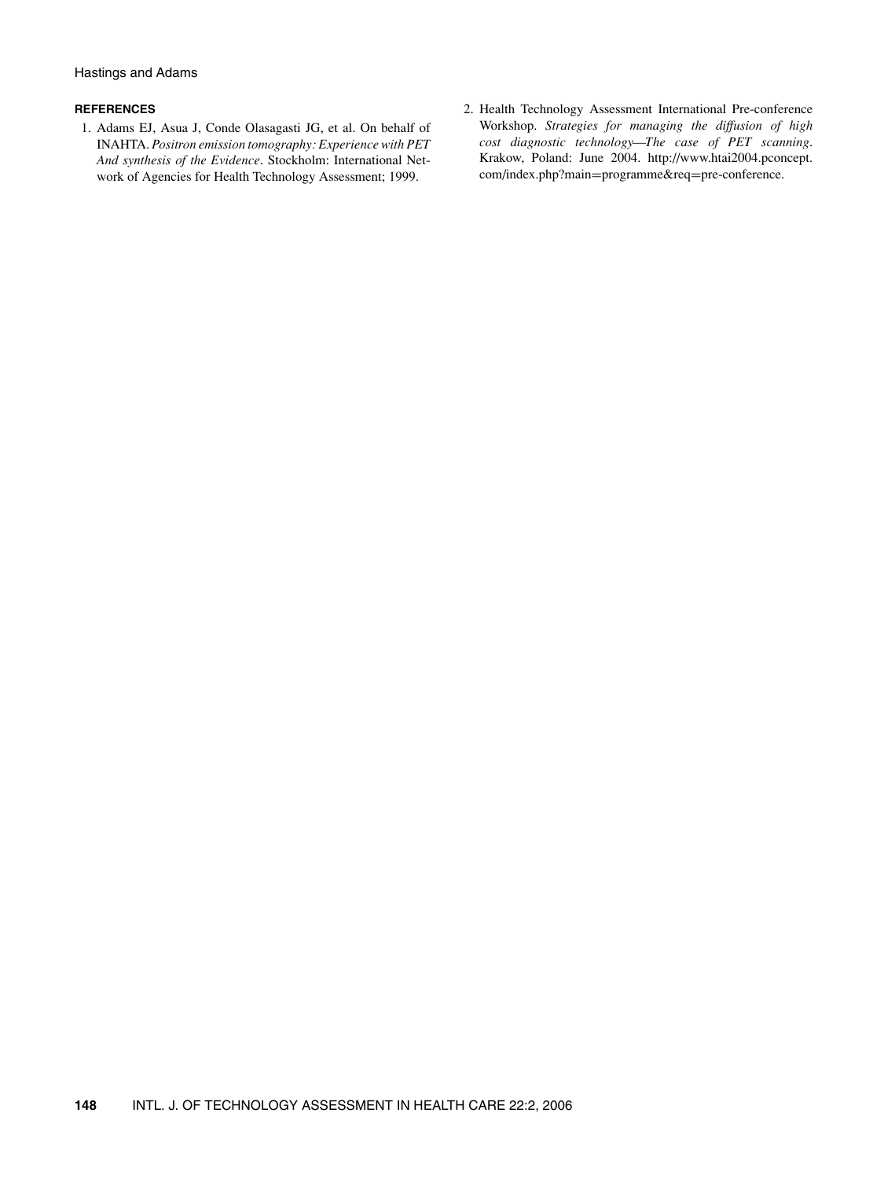## REFERENCES

1. Adams EJ, Asua J, Conde Olasagasti JG, et al. On behalf of INAHTA. *Positron emission tomography: Experience with PET And synthesis of the Evidence*. Stockholm: International Network of Agencies for Health Technology Assessment; 1999.
2. Health Technology Assessment International Pre-conference Workshop. *Strategies for managing the diffusion of high cost diagnostic technology—The case of PET scanning*. Krakow, Poland: June 2004. http://www.htai2004.pconcept.com/index.php?main=programme&req=pre-conference.